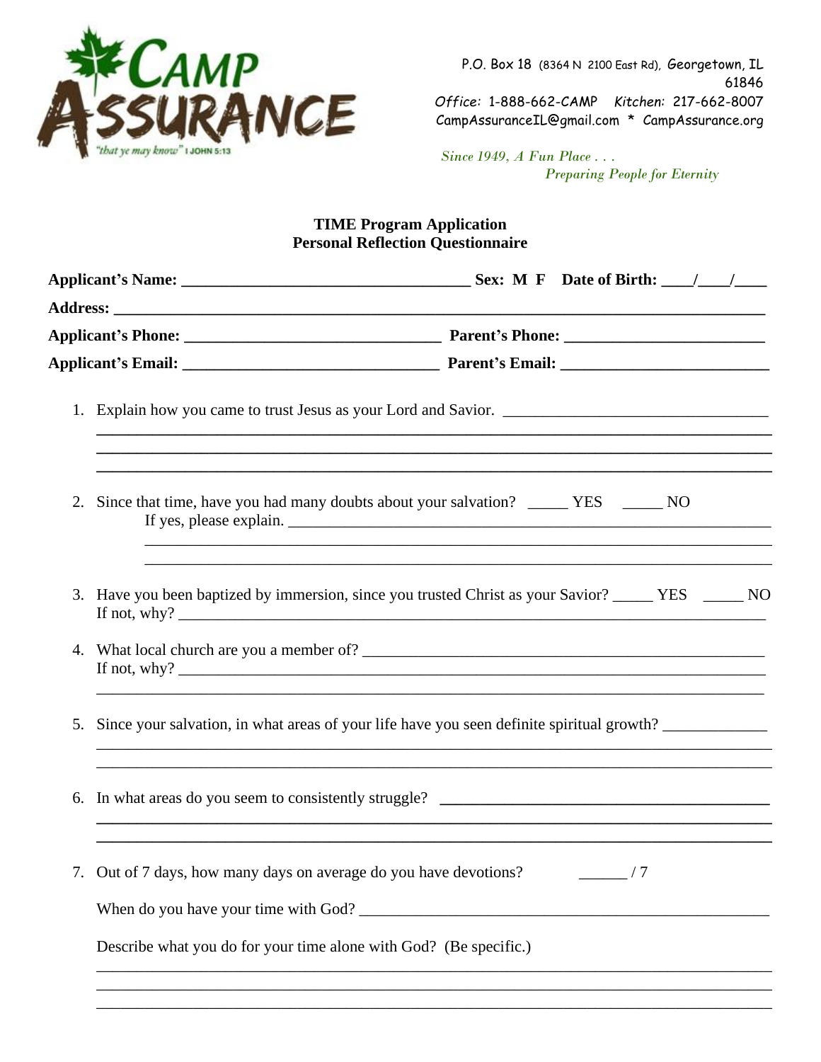# Camp Assurance

"that ye may know" I JOHN 5:13

P.O. Box 18 (8364 N 2100 East Rd), Georgetown, IL 61846
Office: 1-888-662-CAMP  Kitchen: 217-662-8007
CampAssuranceIL@gmail.com * CampAssurance.org

*Since 1949, A Fun Place . . .*
*Preparing People for Eternity*

## TIME Program Application
## Personal Reflection Questionnaire

**Applicant's Name:** ___________________________________ **Sex: M F Date of Birth:** ____/____/____

**Address:** ___________________________________________________________________________

**Applicant's Phone:** _______________________________ **Parent's Phone:** ________________________

**Applicant's Email:** _______________________________ **Parent's Email:** _________________________

1. Explain how you came to trust Jesus as your Lord and Savior. ________________________________
___________________________________________________________________________
___________________________________________________________________________
___________________________________________________________________________

2. Since that time, have you had many doubts about your salvation? _____ YES _____ NO
If yes, please explain. __________________________________________________________
___________________________________________________________________________
___________________________________________________________________________

3. Have you been baptized by immersion, since you trusted Christ as your Savior? _____ YES _____ NO
If not, why? ______________________________________________________________________

4. What local church are you a member of? _______________________________________________
If not, why? ______________________________________________________________________
___________________________________________________________________________

5. Since your salvation, in what areas of your life have you seen definite spiritual growth? _____________
___________________________________________________________________________
___________________________________________________________________________

6. In what areas do you seem to consistently struggle? __________________________________________
___________________________________________________________________________
___________________________________________________________________________

7. Out of 7 days, how many days on average do you have devotions? ______ / 7

When do you have your time with God? _____________________________________________________

Describe what you do for your time alone with God? (Be specific.)
___________________________________________________________________________
___________________________________________________________________________
___________________________________________________________________________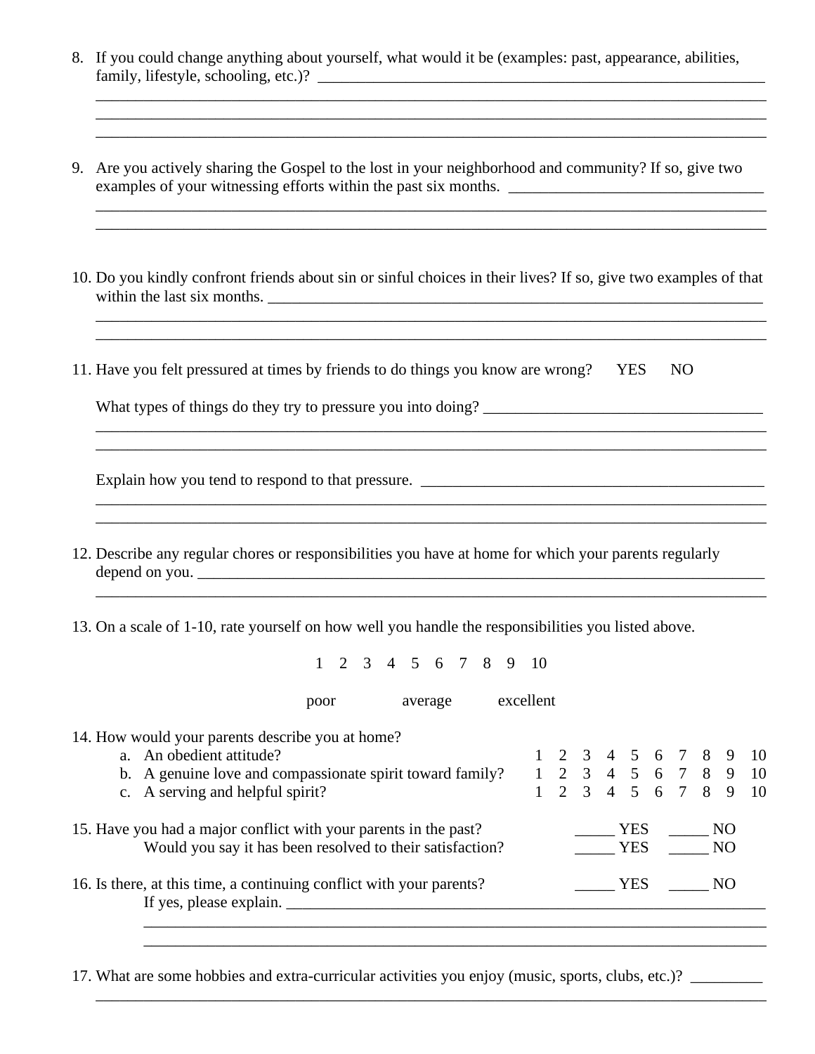8. If you could change anything about yourself, what would it be (examples: past, appearance, abilities, family, lifestyle, schooling, etc.)? ____________________________________________________________
_____________________________________________________________________________________
_____________________________________________________________________________________
_____________________________________________________________________________________

9. Are you actively sharing the Gospel to the lost in your neighborhood and community? If so, give two examples of your witnessing efforts within the past six months. _________________________________
_____________________________________________________________________________________
_____________________________________________________________________________________

10. Do you kindly confront friends about sin or sinful choices in their lives? If so, give two examples of that within the last six months. ___________________________________________________________________
_____________________________________________________________________________________
_____________________________________________________________________________________

11. Have you felt pressured at times by friends to do things you know are wrong?   YES   NO

    What types of things do they try to pressure you into doing? ____________________________________
    _____________________________________________________________________________________
    _____________________________________________________________________________________

    Explain how you tend to respond to that pressure. ___________________________________________
    _____________________________________________________________________________________
    _____________________________________________________________________________________

12. Describe any regular chores or responsibilities you have at home for which your parents regularly depend on you. _________________________________________________________________________
_____________________________________________________________________________________

13. On a scale of 1-10, rate yourself on how well you handle the responsibilities you listed above.

    1 2 3 4 5 6 7 8 9 10

    poor   average   excellent

14. How would your parents describe you at home?

| | |
|---|---|
| a. An obedient attitude? | 1 2 3 4 5 6 7 8 9 10 |
| b. A genuine love and compassionate spirit toward family? | 1 2 3 4 5 6 7 8 9 10 |
| c. A serving and helpful spirit? | 1 2 3 4 5 6 7 8 9 10 |

15. Have you had a major conflict with your parents in the past?   _____ YES   _____ NO
    Would you say it has been resolved to their satisfaction?   _____ YES   _____ NO

16. Is there, at this time, a continuing conflict with your parents?   _____ YES   _____ NO
    If yes, please explain. ________________________________________________________________
    _____________________________________________________________________________________
    _____________________________________________________________________________________

17. What are some hobbies and extra-curricular activities you enjoy (music, sports, clubs, etc.)? _________
_____________________________________________________________________________________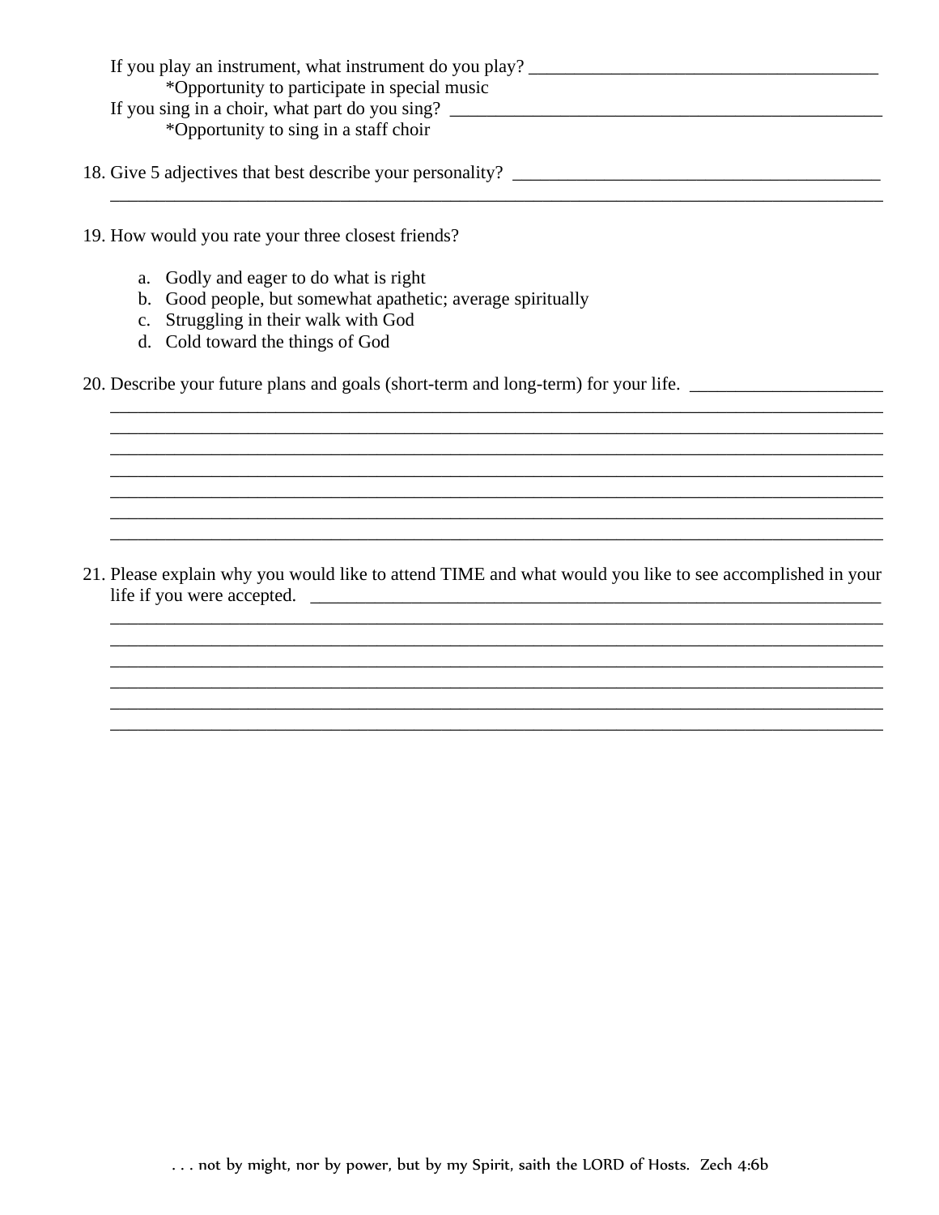If you play an instrument, what instrument do you play? ______________________________________

*Opportunity to participate in special music

If you sing in a choir, what part do you sing? ______________________________________________

*Opportunity to sing in a staff choir

18. Give 5 adjectives that best describe your personality? ____________________________________
_____________________________________________________________________________________

19. How would you rate your three closest friends?

    a. Godly and eager to do what is right
    b. Good people, but somewhat apathetic; average spiritually
    c. Struggling in their walk with God
    d. Cold toward the things of God

20. Describe your future plans and goals (short-term and long-term) for your life. ____________________
_____________________________________________________________________________________
_____________________________________________________________________________________
_____________________________________________________________________________________
_____________________________________________________________________________________
_____________________________________________________________________________________
_____________________________________________________________________________________
_____________________________________________________________________________________

21. Please explain why you would like to attend TIME and what would you like to see accomplished in your life if you were accepted. ____________________________________________________________
_____________________________________________________________________________________
_____________________________________________________________________________________
_____________________________________________________________________________________
_____________________________________________________________________________________
_____________________________________________________________________________________
_____________________________________________________________________________________

. . . not by might, nor by power, but by my Spirit, saith the LORD of Hosts. Zech 4:6b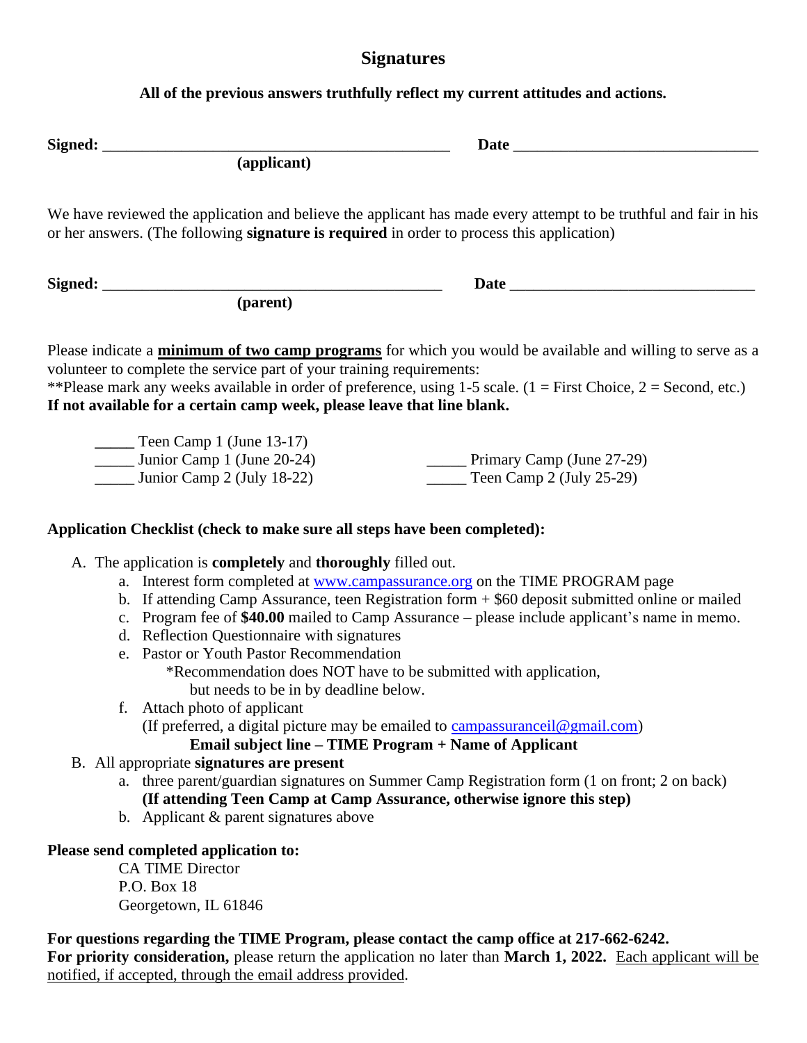## Signatures

**All of the previous answers truthfully reflect my current attitudes and actions.**

**Signed:** _____________________________________________ **Date** _______________________________
**(applicant)**

We have reviewed the application and believe the applicant has made every attempt to be truthful and fair in his or her answers. (The following **signature is required** in order to process this application)

**Signed:** ____________________________________________ **Date** _______________________________
**(parent)**

Please indicate a **minimum of two camp programs** for which you would be available and willing to serve as a volunteer to complete the service part of your training requirements:
**Please mark any weeks available in order of preference, using 1-5 scale. (1 = First Choice, 2 = Second, etc.)
**If not available for a certain camp week, please leave that line blank.**

_____ Teen Camp 1 (June 13-17)
_____ Junior Camp 1 (June 20-24)
_____ Junior Camp 2 (July 18-22)
_____ Primary Camp (June 27-29)
_____ Teen Camp 2 (July 25-29)

**Application Checklist (check to make sure all steps have been completed):**

A. The application is **completely** and **thoroughly** filled out.
   a. Interest form completed at www.campassurance.org on the TIME PROGRAM page
   b. If attending Camp Assurance, teen Registration form + $60 deposit submitted online or mailed
   c. Program fee of **$40.00** mailed to Camp Assurance – please include applicant's name in memo.
   d. Reflection Questionnaire with signatures
   e. Pastor or Youth Pastor Recommendation
      *Recommendation does NOT have to be submitted with application, but needs to be in by deadline below.
   f. Attach photo of applicant
      (If preferred, a digital picture may be emailed to campassuranceil@gmail.com)
      **Email subject line – TIME Program + Name of Applicant**

B. All appropriate **signatures are present**
   a. three parent/guardian signatures on Summer Camp Registration form (1 on front; 2 on back) **(If attending Teen Camp at Camp Assurance, otherwise ignore this step)**
   b. Applicant & parent signatures above

**Please send completed application to:**

CA TIME Director
P.O. Box 18
Georgetown, IL 61846

**For questions regarding the TIME Program, please contact the camp office at 217-662-6242.**
**For priority consideration,** please return the application no later than **March 1, 2022.** Each applicant will be notified, if accepted, through the email address provided.